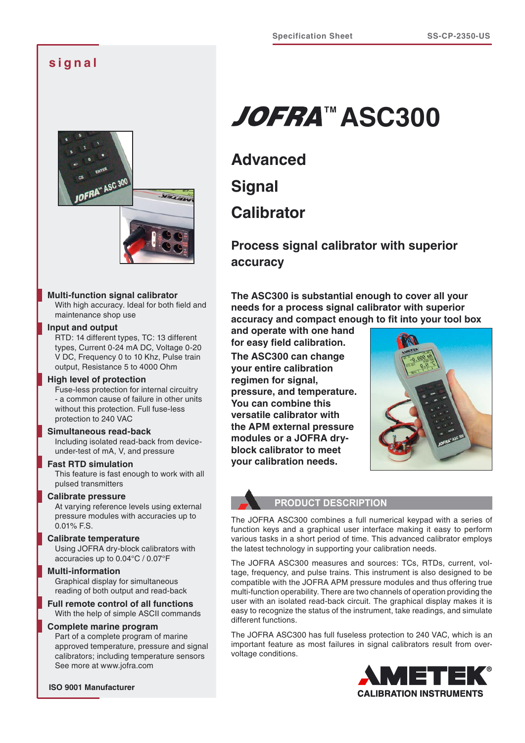signal

# JOFRA™ ASC300

## Advanced Signal Calibrator

### Process signal calibrator with superior accuracy

**The ASC300 is substantial enough to cover all your needs for a process signal calibrator with superior accuracy and compact enough to fit into your tool box and operate with one hand for easy field calibration.**

**The ASC300 can change your entire calibration regimen for signal, pressure, and temperature. You can combine this versatile calibrator with the APM external pressure modules or a JOFRA dry-block calibrator to meet your calibration needs.**

**Multi-function signal calibrator**
With high accuracy. Ideal for both field and maintenance shop use

**Input and output**
RTD: 14 different types, TC: 13 different types, Current 0-24 mA DC, Voltage 0-20 V DC, Frequency 0 to 10 Khz, Pulse train output, Resistance 5 to 4000 Ohm

**High level of protection**
Fuse-less protection for internal circuitry - a common cause of failure in other units without this protection. Full fuse-less protection to 240 VAC

**Simultaneous read-back**
Including isolated read-back from device-under-test of mA, V, and pressure

**Fast RTD simulation**
This feature is fast enough to work with all pulsed transmitters

**Calibrate pressure**
At varying reference levels using external pressure modules with accuracies up to 0.01% F.S.

**Calibrate temperature**
Using JOFRA dry-block calibrators with accuracies up to 0.04°C / 0.07°F

**Multi-information**
Graphical display for simultaneous reading of both output and read-back

**Full remote control of all functions**
With the help of simple ASCII commands

**Complete marine program**
Part of a complete program of marine approved temperature, pressure and signal calibrators; including temperature sensors
See more at www.jofra.com

**ISO 9001 Manufacturer**

## PRODUCT DESCRIPTION

The JOFRA ASC300 combines a full numerical keypad with a series of function keys and a graphical user interface making it easy to perform various tasks in a short period of time. This advanced calibrator employs the latest technology in supporting your calibration needs.

The JOFRA ASC300 measures and sources: TCs, RTDs, current, voltage, frequency, and pulse trains. This instrument is also designed to be compatible with the JOFRA APM pressure modules and thus offering true multi-function operability. There are two channels of operation providing the user with an isolated read-back circuit. The graphical display makes it is easy to recognize the status of the instrument, take readings, and simulate different functions.

The JOFRA ASC300 has full fuseless protection to 240 VAC, which is an important feature as most failures in signal calibrators result from over-voltage conditions.

AMETEK®
CALIBRATION INSTRUMENTS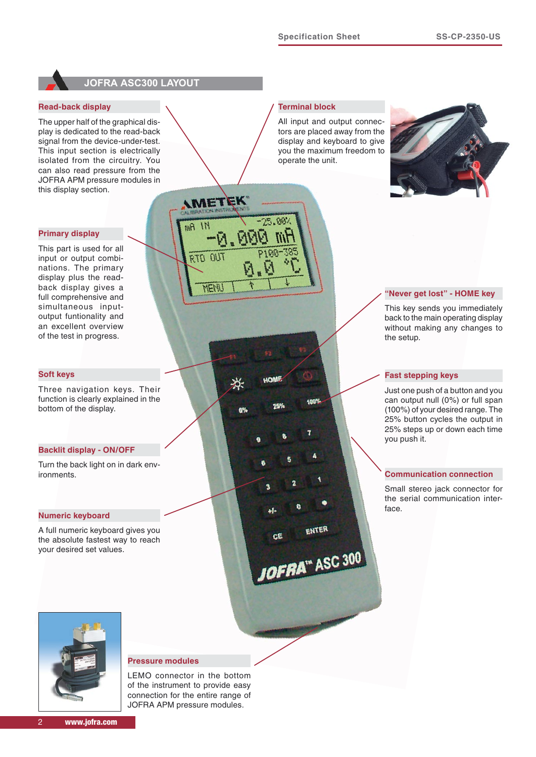# JOFRA ASC300 LAYOUT

## Read-back display

The upper half of the graphical display is dedicated to the read-back signal from the device-under-test. This input section is electrically isolated from the circuitry. You can also read pressure from the JOFRA APM pressure modules in this display section.

## Primary display

This part is used for all input or output combinations. The primary display plus the read-back display gives a full comprehensive and simultaneous input-output functionality and an excellent overview of the test in progress.

## Soft keys

Three navigation keys. Their function is clearly explained in the bottom of the display.

## Backlit display - ON/OFF

Turn the back light on in dark environments.

## Numeric keyboard

A full numeric keyboard gives you the absolute fastest way to reach your desired set values.

## Terminal block

All input and output connectors are placed away from the display and keyboard to give you the maximum freedom to operate the unit.

## "Never get lost" - HOME key

This key sends you immediately back to the main operating display without making any changes to the setup.

## Fast stepping keys

Just one push of a button and you can output null (0%) or full span (100%) of your desired range. The 25% button cycles the output in 25% steps up or down each time you push it.

## Communication connection

Small stereo jack connector for the serial communication interface.

## Pressure modules

LEMO connector in the bottom of the instrument to provide easy connection for the entire range of JOFRA APM pressure modules.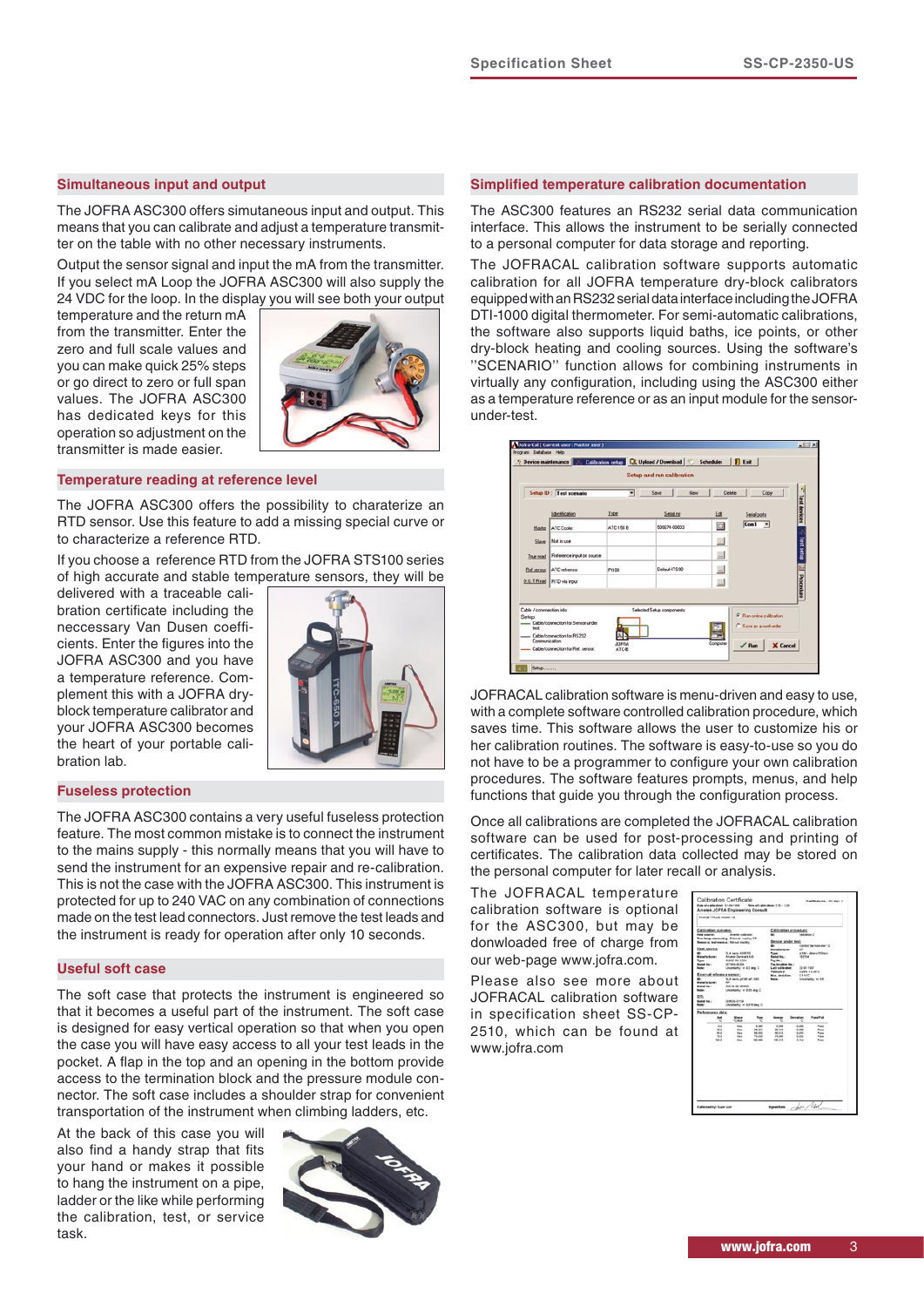## Simultaneous input and output

The JOFRA ASC300 offers simutaneous input and output. This means that you can calibrate and adjust a temperature transmitter on the table with no other necessary instruments.

Output the sensor signal and input the mA from the transmitter. If you select mA Loop the JOFRA ASC300 will also supply the 24 VDC for the loop. In the display you will see both your output temperature and the return mA from the transmitter. Enter the zero and full scale values and you can make quick 25% steps or go direct to zero or full span values. The JOFRA ASC300 has dedicated keys for this operation so adjustment on the transmitter is made easier.

## Temperature reading at reference level

The JOFRA ASC300 offers the possibility to charaterize an RTD sensor. Use this feature to add a missing special curve or to characterize a reference RTD.

If you choose a reference RTD from the JOFRA STS100 series of high accurate and stable temperature sensors, they will be delivered with a traceable calibration certificate including the neccessary Van Dusen coefficients. Enter the figures into the JOFRA ASC300 and you have a temperature reference. Complement this with a JOFRA dry-block temperature calibrator and your JOFRA ASC300 becomes the heart of your portable calibration lab.

## Fuseless protection

The JOFRA ASC300 contains a very useful fuseless protection feature. The most common mistake is to connect the instrument to the mains supply - this normally means that you will have to send the instrument for an expensive repair and re-calibration. This is not the case with the JOFRA ASC300. This instrument is protected for up to 240 VAC on any combination of connections made on the test lead connectors. Just remove the test leads and the instrument is ready for operation after only 10 seconds.

## Useful soft case

The soft case that protects the instrument is engineered so that it becomes a useful part of the instrument. The soft case is designed for easy vertical operation so that when you open the case you will have easy access to all your test leads in the pocket. A flap in the top and an opening in the bottom provide access to the termination block and the pressure module connector. The soft case includes a shoulder strap for convenient transportation of the instrument when climbing ladders, etc.

At the back of this case you will also find a handy strap that fits your hand or makes it possible to hang the instrument on a pipe, ladder or the like while performing the calibration, test, or service task.

## Simplified temperature calibration documentation

The ASC300 features an RS232 serial data communication interface. This allows the instrument to be serially connected to a personal computer for data storage and reporting.

The JOFRACAL calibration software supports automatic calibration for all JOFRA temperature dry-block calibrators equipped with an RS232 serial data interface including the JOFRA DTI-1000 digital thermometer. For semi-automatic calibrations, the software also supports liquid baths, ice points, or other dry-block heating and cooling sources. Using the software's "SCENARIO" function allows for combining instruments in virtually any configuration, including using the ASC300 either as a temperature reference or as an input module for the sensor-under-test.

JOFRACAL calibration software is menu-driven and easy to use, with a complete software controlled calibration procedure, which saves time. This software allows the user to customize his or her calibration routines. The software is easy-to-use so you do not have to be a programmer to configure your own calibration procedures. The software features prompts, menus, and help functions that guide you through the configuration process.

Once all calibrations are completed the JOFRACAL calibration software can be used for post-processing and printing of certificates. The calibration data collected may be stored on the personal computer for later recall or analysis.

The JOFRACAL temperature calibration software is optional for the ASC300, but may be donwloaded free of charge from our web-page www.jofra.com.

Please also see more about JOFRACAL calibration software in specification sheet SS-CP-2510, which can be found at www.jofra.com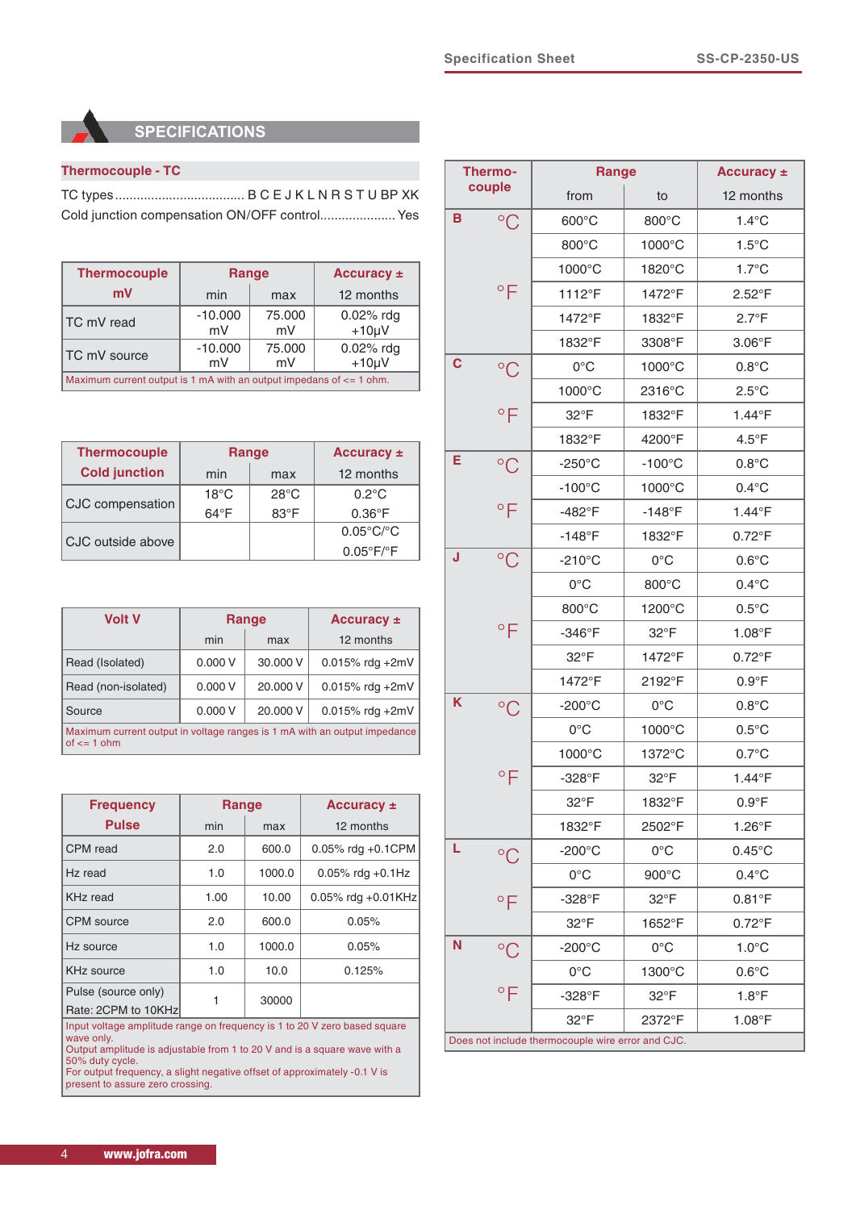## SPECIFICATIONS

### Thermocouple - TC

TC types.................................... B C E J K L N R S T U BP XK

Cold junction compensation ON/OFF control..................... Yes

| Thermocouple mV | Range | | Accuracy ± |
|---|---|---|---|
| | min | max | 12 months |
| TC mV read | -10.000 mV | 75.000 mV | 0.02% rdg +10µV |
| TC mV source | -10.000 mV | 75.000 mV | 0.02% rdg +10µV |

Maximum current output is 1 mA with an output impedans of <= 1 ohm.

| Thermocouple Cold junction | Range | | Accuracy ± |
|---|---|---|---|
| | min | max | 12 months |
| CJC compensation | 18°C<br>64°F | 28°C<br>83°F | 0.2°C<br>0.36°F |
| CJC outside above | | | 0.05°C/°C<br>0.05°F/°F |

| Volt V | Range | | Accuracy ± |
|---|---|---|---|
| | min | max | 12 months |
| Read (Isolated) | 0.000 V | 30.000 V | 0.015% rdg +2mV |
| Read (non-isolated) | 0.000 V | 20.000 V | 0.015% rdg +2mV |
| Source | 0.000 V | 20.000 V | 0.015% rdg +2mV |

Maximum current output in voltage ranges is 1 mA with an output impedance of <= 1 ohm

| Frequency Pulse | Range | | Accuracy ± |
|---|---|---|---|
| | min | max | 12 months |
| CPM read | 2.0 | 600.0 | 0.05% rdg +0.1CPM |
| Hz read | 1.0 | 1000.0 | 0.05% rdg +0.1Hz |
| KHz read | 1.00 | 10.00 | 0.05% rdg +0.01KHz |
| CPM source | 2.0 | 600.0 | 0.05% |
| Hz source | 1.0 | 1000.0 | 0.05% |
| KHz source | 1.0 | 10.0 | 0.125% |
| Pulse (source only) Rate: 2CPM to 10KHz | 1 | 30000 | |

Input voltage amplitude range on frequency is 1 to 20 V zero based square wave only.
Output amplitude is adjustable from 1 to 20 V and is a square wave with a 50% duty cycle.
For output frequency, a slight negative offset of approximately -0.1 V is present to assure zero crossing.

| Thermo-couple | | Range from | to | Accuracy ± 12 months |
|---|---|---|---|---|
| B | °C | 600°C | 800°C | 1.4°C |
| | | 800°C | 1000°C | 1.5°C |
| | | 1000°C | 1820°C | 1.7°C |
| | °F | 1112°F | 1472°F | 2.52°F |
| | | 1472°F | 1832°F | 2.7°F |
| | | 1832°F | 3308°F | 3.06°F |
| C | °C | 0°C | 1000°C | 0.8°C |
| | | 1000°C | 2316°C | 2.5°C |
| | °F | 32°F | 1832°F | 1.44°F |
| | | 1832°F | 4200°F | 4.5°F |
| E | °C | -250°C | -100°C | 0.8°C |
| | | -100°C | 1000°C | 0.4°C |
| | °F | -482°F | -148°F | 1.44°F |
| | | -148°F | 1832°F | 0.72°F |
| J | °C | -210°C | 0°C | 0.6°C |
| | | 0°C | 800°C | 0.4°C |
| | | 800°C | 1200°C | 0.5°C |
| | °F | -346°F | 32°F | 1.08°F |
| | | 32°F | 1472°F | 0.72°F |
| | | 1472°F | 2192°F | 0.9°F |
| K | °C | -200°C | 0°C | 0.8°C |
| | | 0°C | 1000°C | 0.5°C |
| | | 1000°C | 1372°C | 0.7°C |
| | °F | -328°F | 32°F | 1.44°F |
| | | 32°F | 1832°F | 0.9°F |
| | | 1832°F | 2502°F | 1.26°F |
| L | °C | -200°C | 0°C | 0.45°C |
| | | 0°C | 900°C | 0.4°C |
| | °F | -328°F | 32°F | 0.81°F |
| | | 32°F | 1652°F | 0.72°F |
| N | °C | -200°C | 0°C | 1.0°C |
| | | 0°C | 1300°C | 0.6°C |
| | °F | -328°F | 32°F | 1.8°F |
| | | 32°F | 2372°F | 1.08°F |

Does not include thermocouple wire error and CJC.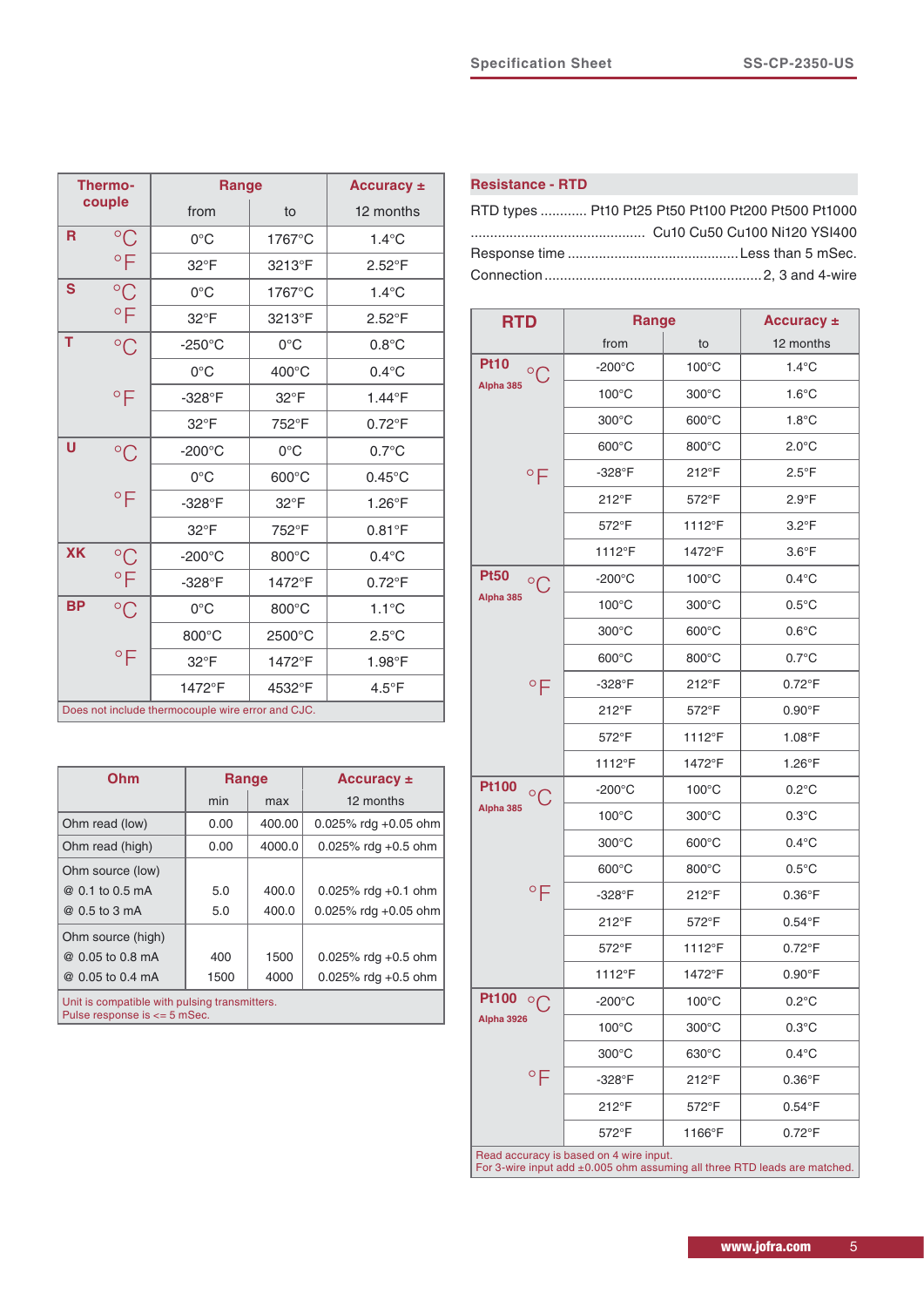| Thermo-couple | | Range | | Accuracy ± |
|---|---|---|---|---|
| | | from | to | 12 months |
| R | °C | 0°C | 1767°C | 1.4°C |
| | °F | 32°F | 3213°F | 2.52°F |
| S | °C | 0°C | 1767°C | 1.4°C |
| | °F | 32°F | 3213°F | 2.52°F |
| T | °C | -250°C | 0°C | 0.8°C |
| | | 0°C | 400°C | 0.4°C |
| | °F | -328°F | 32°F | 1.44°F |
| | | 32°F | 752°F | 0.72°F |
| U | °C | -200°C | 0°C | 0.7°C |
| | | 0°C | 600°C | 0.45°C |
| | °F | -328°F | 32°F | 1.26°F |
| | | 32°F | 752°F | 0.81°F |
| XK | °C | -200°C | 800°C | 0.4°C |
| | °F | -328°F | 1472°F | 0.72°F |
| BP | °C | 0°C | 800°C | 1.1°C |
| | | 800°C | 2500°C | 2.5°C |
| | °F | 32°F | 1472°F | 1.98°F |
| | | 1472°F | 4532°F | 4.5°F |

Does not include thermocouple wire error and CJC.

| Ohm | Range | | Accuracy ± |
|---|---|---|---|
| | min | max | 12 months |
| Ohm read (low) | 0.00 | 400.00 | 0.025% rdg +0.05 ohm |
| Ohm read (high) | 0.00 | 4000.0 | 0.025% rdg +0.5 ohm |
| Ohm source (low) | | | |
| @ 0.1 to 0.5 mA | 5.0 | 400.0 | 0.025% rdg +0.1 ohm |
| @ 0.5 to 3 mA | 5.0 | 400.0 | 0.025% rdg +0.05 ohm |
| Ohm source (high) | | | |
| @ 0.05 to 0.8 mA | 400 | 1500 | 0.025% rdg +0.5 ohm |
| @ 0.05 to 0.4 mA | 1500 | 4000 | 0.025% rdg +0.5 ohm |

Unit is compatible with pulsing transmitters.
Pulse response is <= 5 mSec.

## Resistance - RTD

RTD types ............ Pt10 Pt25 Pt50 Pt100 Pt200 Pt500 Pt1000
............................................. Cu10 Cu50 Cu100 Ni120 YSI400
Response time ........................................... Less than 5 mSec.
Connection ....................................................... 2, 3 and 4-wire

| RTD | | Range | | Accuracy ± |
|---|---|---|---|---|
| | | from | to | 12 months |
| Pt10 Alpha 385 | °C | -200°C | 100°C | 1.4°C |
| | | 100°C | 300°C | 1.6°C |
| | | 300°C | 600°C | 1.8°C |
| | | 600°C | 800°C | 2.0°C |
| | °F | -328°F | 212°F | 2.5°F |
| | | 212°F | 572°F | 2.9°F |
| | | 572°F | 1112°F | 3.2°F |
| | | 1112°F | 1472°F | 3.6°F |
| Pt50 Alpha 385 | °C | -200°C | 100°C | 0.4°C |
| | | 100°C | 300°C | 0.5°C |
| | | 300°C | 600°C | 0.6°C |
| | | 600°C | 800°C | 0.7°C |
| | °F | -328°F | 212°F | 0.72°F |
| | | 212°F | 572°F | 0.90°F |
| | | 572°F | 1112°F | 1.08°F |
| | | 1112°F | 1472°F | 1.26°F |
| Pt100 Alpha 385 | °C | -200°C | 100°C | 0.2°C |
| | | 100°C | 300°C | 0.3°C |
| | | 300°C | 600°C | 0.4°C |
| | | 600°C | 800°C | 0.5°C |
| | °F | -328°F | 212°F | 0.36°F |
| | | 212°F | 572°F | 0.54°F |
| | | 572°F | 1112°F | 0.72°F |
| | | 1112°F | 1472°F | 0.90°F |
| Pt100 Alpha 3926 | °C | -200°C | 100°C | 0.2°C |
| | | 100°C | 300°C | 0.3°C |
| | | 300°C | 630°C | 0.4°C |
| | °F | -328°F | 212°F | 0.36°F |
| | | 212°F | 572°F | 0.54°F |
| | | 572°F | 1166°F | 0.72°F |

Read accuracy is based on 4 wire input.
For 3-wire input add ±0.005 ohm assuming all three RTD leads are matched.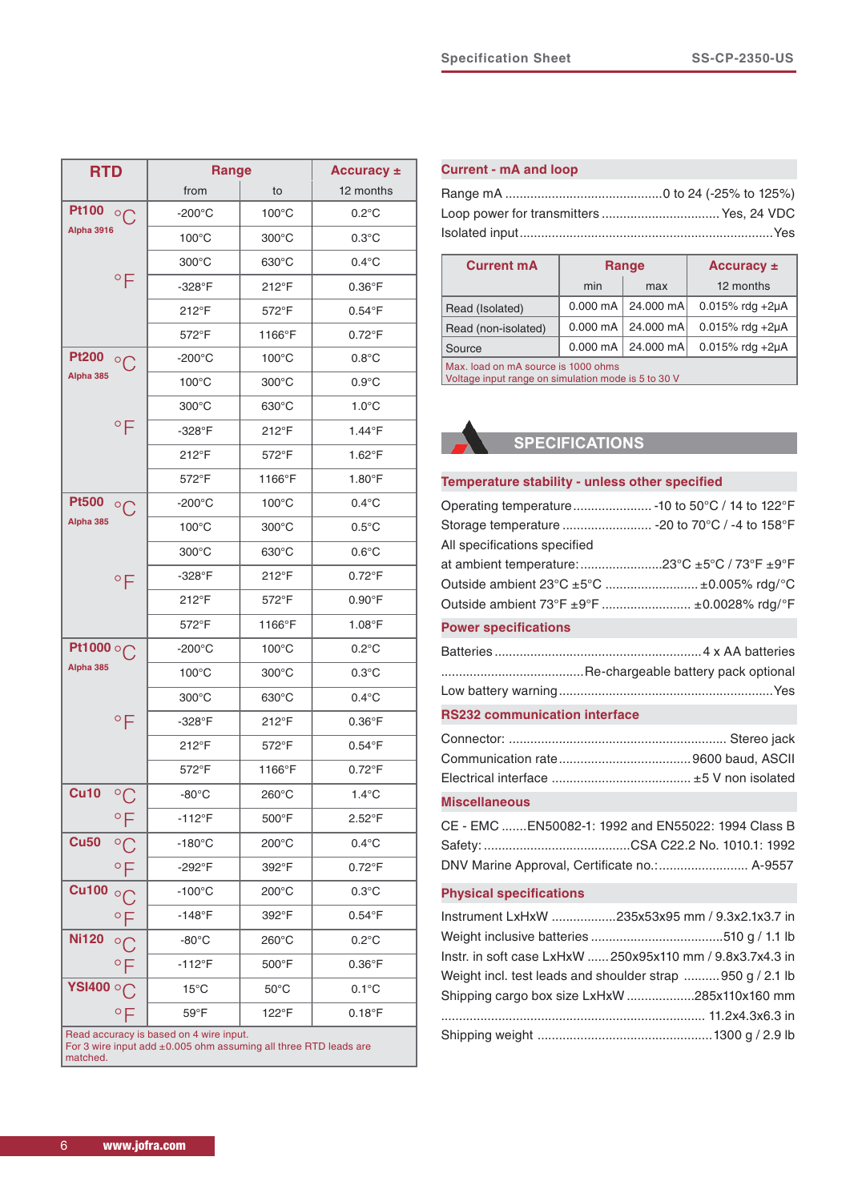| RTD | | Range | | Accuracy ± |
|---|---|---|---|---|
| | | from | to | 12 months |
| Pt100 Alpha 3916 | °C | -200°C | 100°C | 0.2°C |
| | | 100°C | 300°C | 0.3°C |
| | | 300°C | 630°C | 0.4°C |
| | °F | -328°F | 212°F | 0.36°F |
| | | 212°F | 572°F | 0.54°F |
| | | 572°F | 1166°F | 0.72°F |
| Pt200 Alpha 385 | °C | -200°C | 100°C | 0.8°C |
| | | 100°C | 300°C | 0.9°C |
| | | 300°C | 630°C | 1.0°C |
| | °F | -328°F | 212°F | 1.44°F |
| | | 212°F | 572°F | 1.62°F |
| | | 572°F | 1166°F | 1.80°F |
| Pt500 Alpha 385 | °C | -200°C | 100°C | 0.4°C |
| | | 100°C | 300°C | 0.5°C |
| | | 300°C | 630°C | 0.6°C |
| | °F | -328°F | 212°F | 0.72°F |
| | | 212°F | 572°F | 0.90°F |
| | | 572°F | 1166°F | 1.08°F |
| Pt1000 Alpha 385 | °C | -200°C | 100°C | 0.2°C |
| | | 100°C | 300°C | 0.3°C |
| | | 300°C | 630°C | 0.4°C |
| | °F | -328°F | 212°F | 0.36°F |
| | | 212°F | 572°F | 0.54°F |
| | | 572°F | 1166°F | 0.72°F |
| Cu10 | °C | -80°C | 260°C | 1.4°C |
| | °F | -112°F | 500°F | 2.52°F |
| Cu50 | °C | -180°C | 200°C | 0.4°C |
| | °F | -292°F | 392°F | 0.72°F |
| Cu100 | °C | -100°C | 200°C | 0.3°C |
| | °F | -148°F | 392°F | 0.54°F |
| Ni120 | °C | -80°C | 260°C | 0.2°C |
| | °F | -112°F | 500°F | 0.36°F |
| YSI400 | °C | 15°C | 50°C | 0.1°C |
| | °F | 59°F | 122°F | 0.18°F |

Read accuracy is based on 4 wire input.
For 3 wire input add ±0.005 ohm assuming all three RTD leads are matched.

## Current - mA and loop

Range mA ............................................0 to 24 (-25% to 125%)
Loop power for transmitters ................................ Yes, 24 VDC
Isolated input.......................................................................Yes

| Current mA | Range | | Accuracy ± |
|---|---|---|---|
| | min | max | 12 months |
| Read (Isolated) | 0.000 mA | 24.000 mA | 0.015% rdg +2μA |
| Read (non-isolated) | 0.000 mA | 24.000 mA | 0.015% rdg +2μA |
| Source | 0.000 mA | 24.000 mA | 0.015% rdg +2μA |

Max. load on mA source is 1000 ohms
Voltage input range on simulation mode is 5 to 30 V

# SPECIFICATIONS

## Temperature stability - unless other specified

Operating temperature...................... -10 to 50°C / 14 to 122°F
Storage temperature ......................... -20 to 70°C / -4 to 158°F
All specifications specified
at ambient temperature:.......................23°C ±5°C / 73°F ±9°F
Outside ambient 23°C ±5°C ......................... ±0.005% rdg/°C
Outside ambient 73°F ±9°F ........................ ±0.0028% rdg/°F

## Power specifications

Batteries .........................................................4 x AA batteries
.......................................Re-chargeable battery pack optional
Low battery warning...........................................................Yes

## RS232 communication interface

Connector: ........................................................... Stereo jack
Communication rate....................................9600 baud, ASCII
Electrical interface ...................................... ±5 V non isolated

## Miscellaneous

CE - EMC .......EN50082-1: 1992 and EN55022: 1994 Class B
Safety: ........................................CSA C22.2 No. 1010.1: 1992
DNV Marine Approval, Certificate no.:......................... A-9557

## Physical specifications

Instrument LxHxW ..................235x53x95 mm / 9.3x2.1x3.7 in
Weight inclusive batteries .....................................510 g / 1.1 lb
Instr. in soft case LxHxW ......250x95x110 mm / 9.8x3.7x4.3 in
Weight incl. test leads and shoulder strap ..........950 g / 2.1 lb
Shipping cargo box size LxHxW ...................285x110x160 mm
......................................................................... 11.2x4.3x6.3 in
Shipping weight ................................................1300 g / 2.9 lb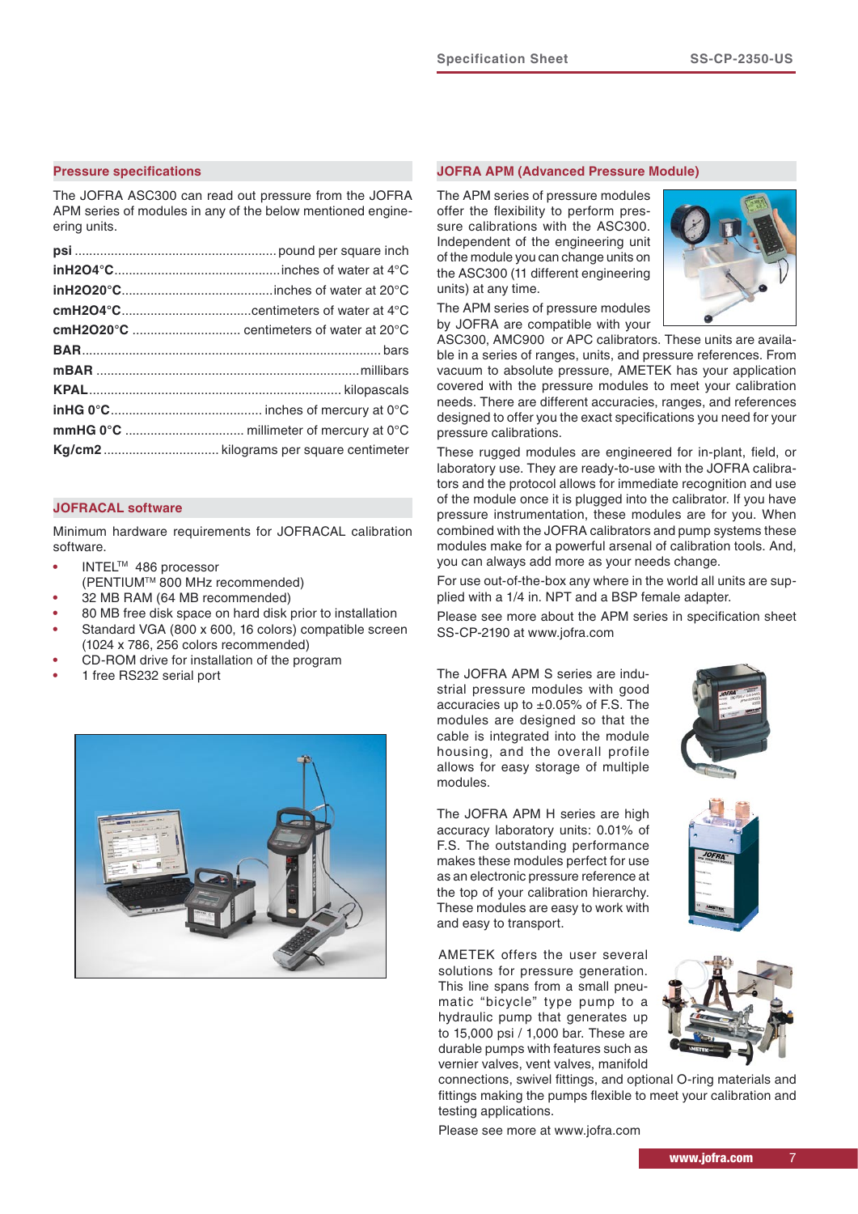## Pressure specifications

The JOFRA ASC300 can read out pressure from the JOFRA APM series of modules in any of the below mentioned engineering units.

| | |
|---|---|
| **psi** | pound per square inch |
| **inH2O4°C** | inches of water at 4°C |
| **inH2O20°C** | inches of water at 20°C |
| **cmH2O4°C** | centimeters of water at 4°C |
| **cmH2O20°C** | centimeters of water at 20°C |
| **BAR** | bars |
| **mBAR** | millibars |
| **KPAL** | kilopascals |
| **inHG 0°C** | inches of mercury at 0°C |
| **mmHG 0°C** | millimeter of mercury at 0°C |
| **Kg/cm2** | kilograms per square centimeter |

## JOFRACAL software

Minimum hardware requirements for JOFRACAL calibration software.

- INTEL™ 486 processor (PENTIUM™ 800 MHz recommended)
- 32 MB RAM (64 MB recommended)
- 80 MB free disk space on hard disk prior to installation
- Standard VGA (800 x 600, 16 colors) compatible screen (1024 x 786, 256 colors recommended)
- CD-ROM drive for installation of the program
- 1 free RS232 serial port

## JOFRA APM (Advanced Pressure Module)

The APM series of pressure modules offer the flexibility to perform pressure calibrations with the ASC300. Independent of the engineering unit of the module you can change units on the ASC300 (11 different engineering units) at any time.

The APM series of pressure modules by JOFRA are compatible with your ASC300, AMC900 or APC calibrators. These units are available in a series of ranges, units, and pressure references. From vacuum to absolute pressure, AMETEK has your application covered with the pressure modules to meet your calibration needs. There are different accuracies, ranges, and references designed to offer you the exact specifications you need for your pressure calibrations.

These rugged modules are engineered for in-plant, field, or laboratory use. They are ready-to-use with the JOFRA calibrators and the protocol allows for immediate recognition and use of the module once it is plugged into the calibrator. If you have pressure instrumentation, these modules are for you. When combined with the JOFRA calibrators and pump systems these modules make for a powerful arsenal of calibration tools. And, you can always add more as your needs change.

For use out-of-the-box any where in the world all units are supplied with a 1/4 in. NPT and a BSP female adapter.

Please see more about the APM series in specification sheet SS-CP-2190 at www.jofra.com

The JOFRA APM S series are industrial pressure modules with good accuracies up to ±0.05% of F.S. The modules are designed so that the cable is integrated into the module housing, and the overall profile allows for easy storage of multiple modules.

The JOFRA APM H series are high accuracy laboratory units: 0.01% of F.S. The outstanding performance makes these modules perfect for use as an electronic pressure reference at the top of your calibration hierarchy. These modules are easy to work with and easy to transport.

AMETEK offers the user several solutions for pressure generation. This line spans from a small pneumatic "bicycle" type pump to a hydraulic pump that generates up to 15,000 psi / 1,000 bar. These are durable pumps with features such as vernier valves, vent valves, manifold connections, swivel fittings, and optional O-ring materials and fittings making the pumps flexible to meet your calibration and testing applications.

Please see more at www.jofra.com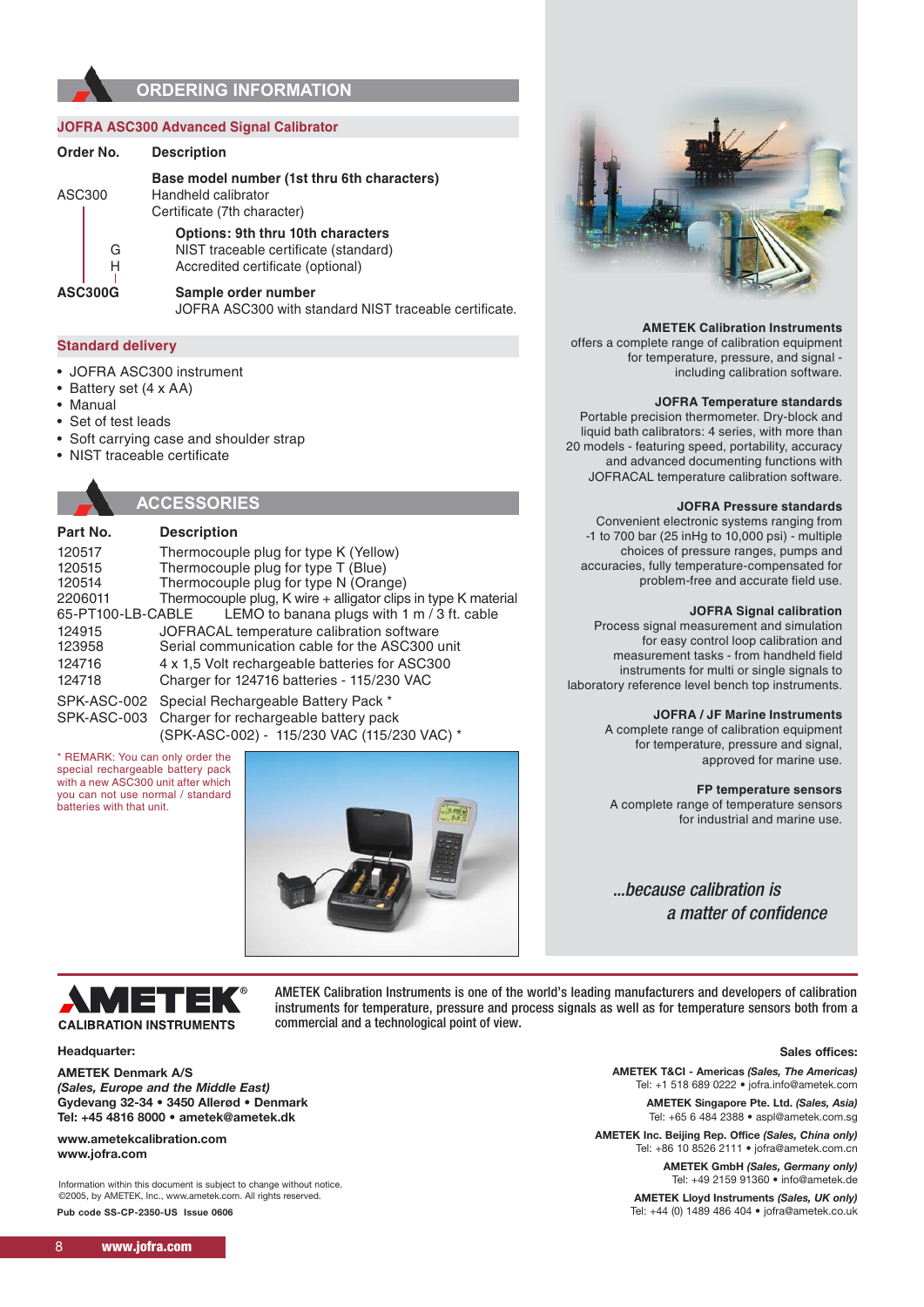## ORDERING INFORMATION

### JOFRA ASC300 Advanced Signal Calibrator

| Order No. | Description |
|---|---|
| | **Base model number (1st thru 6th characters)** |
| ASC300 | Handheld calibrator |
| | Certificate (7th character) |
| | **Options: 9th thru 10th characters** |
| G | NIST traceable certificate (standard) |
| H | Accredited certificate (optional) |
| **ASC300G** | **Sample order number** |
| | JOFRA ASC300 with standard NIST traceable certificate. |

### Standard delivery

- JOFRA ASC300 instrument
- Battery set (4 x AA)
- Manual
- Set of test leads
- Soft carrying case and shoulder strap
- NIST traceable certificate

## ACCESSORIES

| Part No. | Description |
|---|---|
| 120517 | Thermocouple plug for type K (Yellow) |
| 120515 | Thermocouple plug for type T (Blue) |
| 120514 | Thermocouple plug for type N (Orange) |
| 2206011 | Thermocouple plug, K wire + alligator clips in type K material |
| 65-PT100-LB-CABLE | LEMO to banana plugs with 1 m / 3 ft. cable |
| 124915 | JOFRACAL temperature calibration software |
| 123958 | Serial communication cable for the ASC300 unit |
| 124716 | 4 x 1,5 Volt rechargeable batteries for ASC300 |
| 124718 | Charger for 124716 batteries - 115/230 VAC |
| SPK-ASC-002 | Special Rechargeable Battery Pack * |
| SPK-ASC-003 | Charger for rechargeable battery pack (SPK-ASC-002) - 115/230 VAC (115/230 VAC) * |

* REMARK: You can only order the special rechargeable battery pack with a new ASC300 unit after which you can not use normal / standard batteries with that unit.

**AMETEK Calibration Instruments**
offers a complete range of calibration equipment for temperature, pressure, and signal - including calibration software.

**JOFRA Temperature standards**
Portable precision thermometer. Dry-block and liquid bath calibrators: 4 series, with more than 20 models - featuring speed, portability, accuracy and advanced documenting functions with JOFRACAL temperature calibration software.

**JOFRA Pressure standards**
Convenient electronic systems ranging from -1 to 700 bar (25 inHg to 10,000 psi) - multiple choices of pressure ranges, pumps and accuracies, fully temperature-compensated for problem-free and accurate field use.

**JOFRA Signal calibration**
Process signal measurement and simulation for easy control loop calibration and measurement tasks - from handheld field instruments for multi or single signals to laboratory reference level bench top instruments.

**JOFRA / JF Marine Instruments**
A complete range of calibration equipment for temperature, pressure and signal, approved for marine use.

**FP temperature sensors**
A complete range of temperature sensors for industrial and marine use.

*...because calibration is a matter of confidence*

AMETEK® CALIBRATION INSTRUMENTS

AMETEK Calibration Instruments is one of the world's leading manufacturers and developers of calibration instruments for temperature, pressure and process signals as well as for temperature sensors both from a commercial and a technological point of view.

**Headquarter:**

**AMETEK Denmark A/S**
***(Sales, Europe and the Middle East)***
**Gydevang 32-34 • 3450 Allerød • Denmark**
**Tel: +45 4816 8000 • ametek@ametek.dk**

**www.ametekcalibration.com**
**www.jofra.com**

Information within this document is subject to change without notice.
©2005, by AMETEK, Inc., www.ametek.com. All rights reserved.

**Pub code SS-CP-2350-US Issue 0606**

**Sales offices:**

**AMETEK T&CI - Americas *(Sales, The Americas)***
Tel: +1 518 689 0222 • jofra.info@ametek.com

**AMETEK Singapore Pte. Ltd. *(Sales, Asia)***
Tel: +65 6 484 2388 • aspl@ametek.com.sg

**AMETEK Inc. Beijing Rep. Office *(Sales, China only)***
Tel: +86 10 8526 2111 • jofra@ametek.com.cn

**AMETEK GmbH *(Sales, Germany only)***
Tel: +49 2159 91360 • info@ametek.de

**AMETEK Lloyd Instruments *(Sales, UK only)***
Tel: +44 (0) 1489 486 404 • jofra@ametek.co.uk